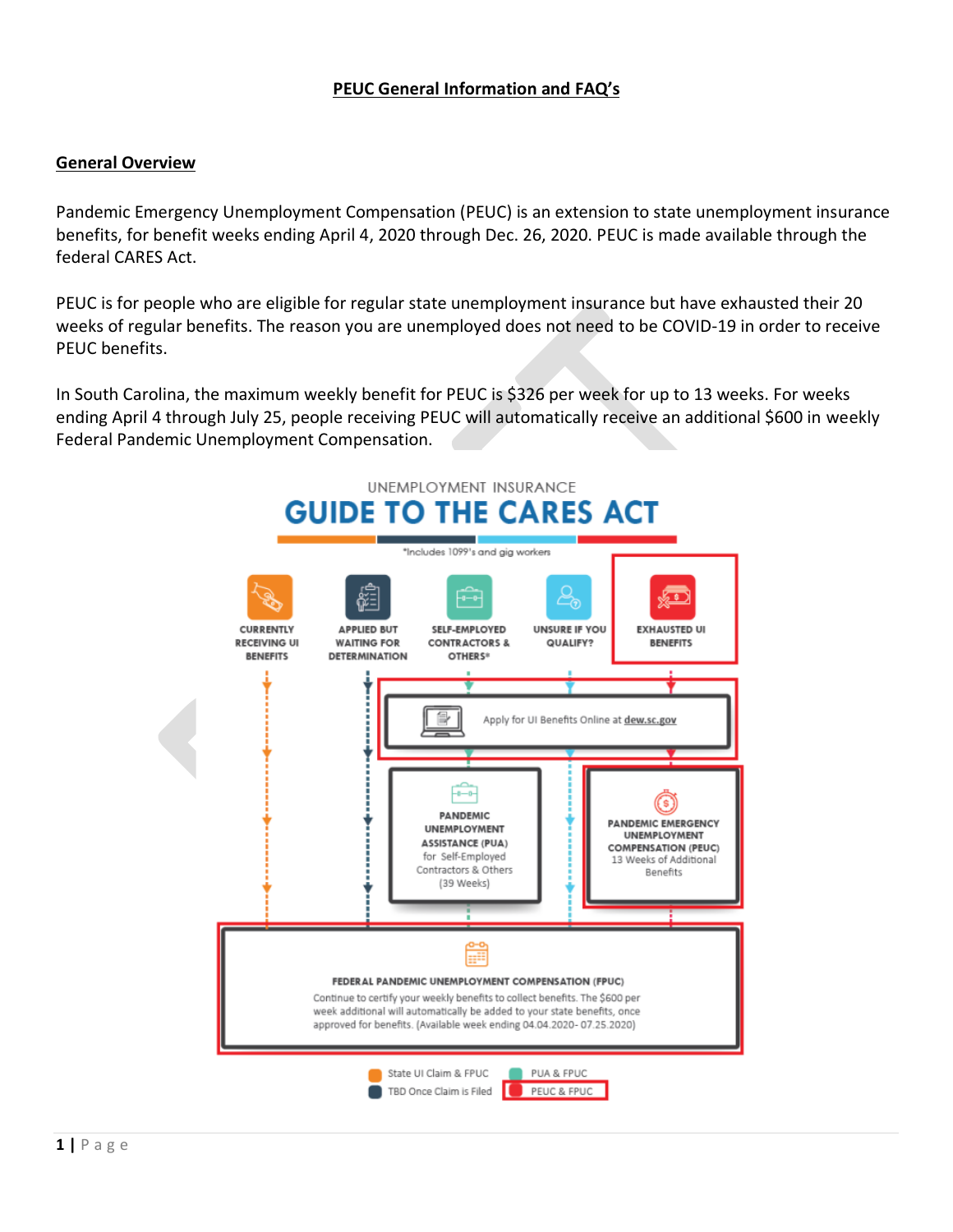# PEUC General Information and FAQ's

## General Overview

Pandemic Emergency Unemployment Compensation (PEUC) is an extension to state unemployment insurance benefits, for benefit weeks ending April 4, 2020 through Dec. 26, 2020. PEUC is made available through the federal CARES Act.

PEUC is for people who are eligible for regular state unemployment insurance but have exhausted their 20 weeks of regular benefits. The reason you are unemployed does not need to be COVID-19 in order to receive PEUC benefits.

In South Carolina, the maximum weekly benefit for PEUC is $326 per week for up to 13 weeks. For weeks ending April 4 through July 25, people receiving PEUC will automatically receive an additional $600 in weekly Federal Pandemic Unemployment Compensation.

UNEMPLOYMENT INSURANCE

**GUIDE TO THE CARES ACT**

*Includes 1099's and gig workers

- CURRENTLY RECEIVING UI BENEFITS
- APPLIED BUT WAITING FOR DETERMINATION
- SELF-EMPLOYED CONTRACTORS & OTHERS*
- UNSURE IF YOU QUALIFY?
- EXHAUSTED UI BENEFITS

Apply for UI Benefits Online at dew.sc.gov

**PANDEMIC UNEMPLOYMENT ASSISTANCE (PUA)** for Self-Employed Contractors & Others (39 Weeks)

**PANDEMIC EMERGENCY UNEMPLOYMENT COMPENSATION (PEUC)** 13 Weeks of Additional Benefits

**FEDERAL PANDEMIC UNEMPLOYMENT COMPENSATION (FPUC)**

Continue to certify your weekly benefits to collect benefits. The $600 per week additional will automatically be added to your state benefits, once approved for benefits. (Available week ending 04.04.2020- 07.25.2020)

- State UI Claim & FPUC
- TBD Once Claim is Filed
- PUA & FPUC
- PEUC & FPUC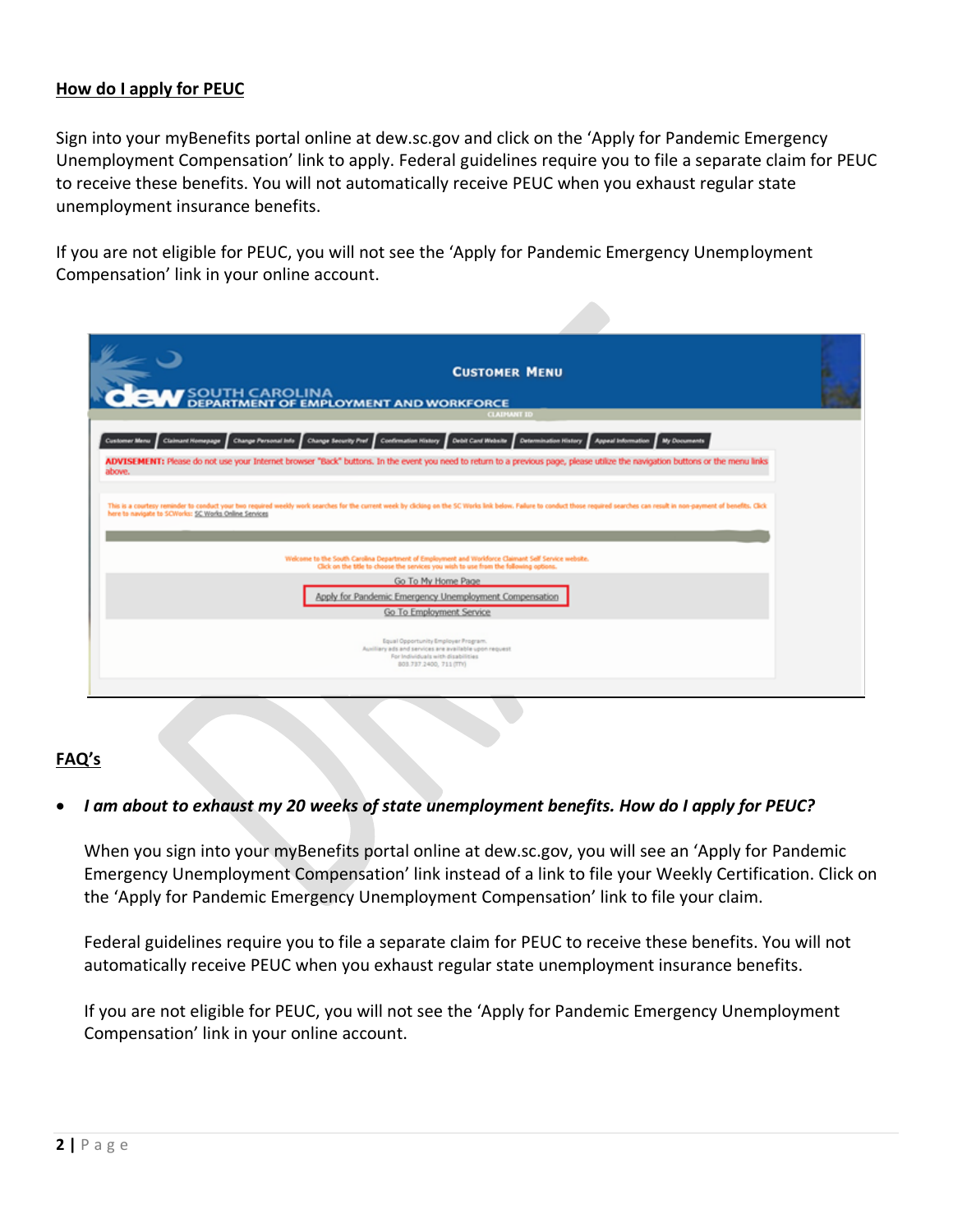## How do I apply for PEUC

Sign into your myBenefits portal online at dew.sc.gov and click on the 'Apply for Pandemic Emergency Unemployment Compensation' link to apply. Federal guidelines require you to file a separate claim for PEUC to receive these benefits. You will not automatically receive PEUC when you exhaust regular state unemployment insurance benefits.

If you are not eligible for PEUC, you will not see the 'Apply for Pandemic Emergency Unemployment Compensation' link in your online account.

## FAQ's

- ***I am about to exhaust my 20 weeks of state unemployment benefits. How do I apply for PEUC?***

  When you sign into your myBenefits portal online at dew.sc.gov, you will see an 'Apply for Pandemic Emergency Unemployment Compensation' link instead of a link to file your Weekly Certification. Click on the 'Apply for Pandemic Emergency Unemployment Compensation' link to file your claim.

  Federal guidelines require you to file a separate claim for PEUC to receive these benefits. You will not automatically receive PEUC when you exhaust regular state unemployment insurance benefits.

  If you are not eligible for PEUC, you will not see the 'Apply for Pandemic Emergency Unemployment Compensation' link in your online account.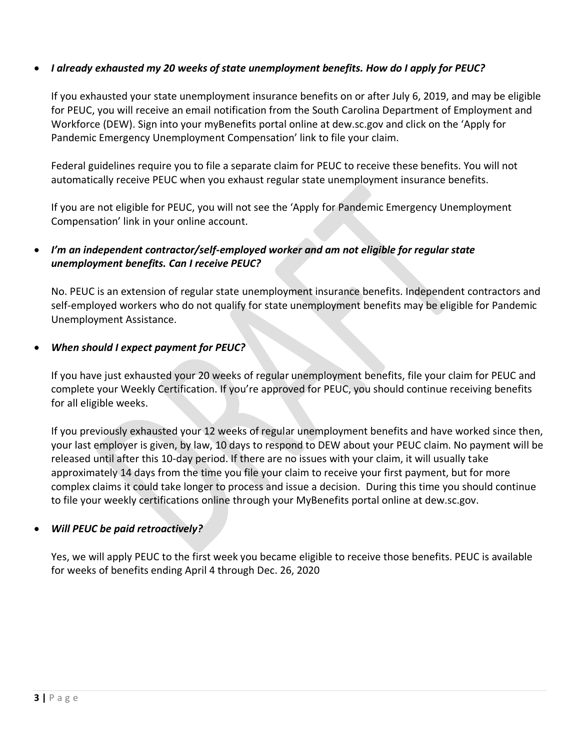- ***I already exhausted my 20 weeks of state unemployment benefits. How do I apply for PEUC?***

  If you exhausted your state unemployment insurance benefits on or after July 6, 2019, and may be eligible for PEUC, you will receive an email notification from the South Carolina Department of Employment and Workforce (DEW). Sign into your myBenefits portal online at dew.sc.gov and click on the 'Apply for Pandemic Emergency Unemployment Compensation' link to file your claim.

  Federal guidelines require you to file a separate claim for PEUC to receive these benefits. You will not automatically receive PEUC when you exhaust regular state unemployment insurance benefits.

  If you are not eligible for PEUC, you will not see the 'Apply for Pandemic Emergency Unemployment Compensation' link in your online account.

- ***I'm an independent contractor/self-employed worker and am not eligible for regular state unemployment benefits. Can I receive PEUC?***

  No. PEUC is an extension of regular state unemployment insurance benefits. Independent contractors and self-employed workers who do not qualify for state unemployment benefits may be eligible for Pandemic Unemployment Assistance.

- ***When should I expect payment for PEUC?***

  If you have just exhausted your 20 weeks of regular unemployment benefits, file your claim for PEUC and complete your Weekly Certification. If you're approved for PEUC, you should continue receiving benefits for all eligible weeks.

  If you previously exhausted your 12 weeks of regular unemployment benefits and have worked since then, your last employer is given, by law, 10 days to respond to DEW about your PEUC claim. No payment will be released until after this 10-day period. If there are no issues with your claim, it will usually take approximately 14 days from the time you file your claim to receive your first payment, but for more complex claims it could take longer to process and issue a decision. During this time you should continue to file your weekly certifications online through your MyBenefits portal online at dew.sc.gov.

- ***Will PEUC be paid retroactively?***

  Yes, we will apply PEUC to the first week you became eligible to receive those benefits. PEUC is available for weeks of benefits ending April 4 through Dec. 26, 2020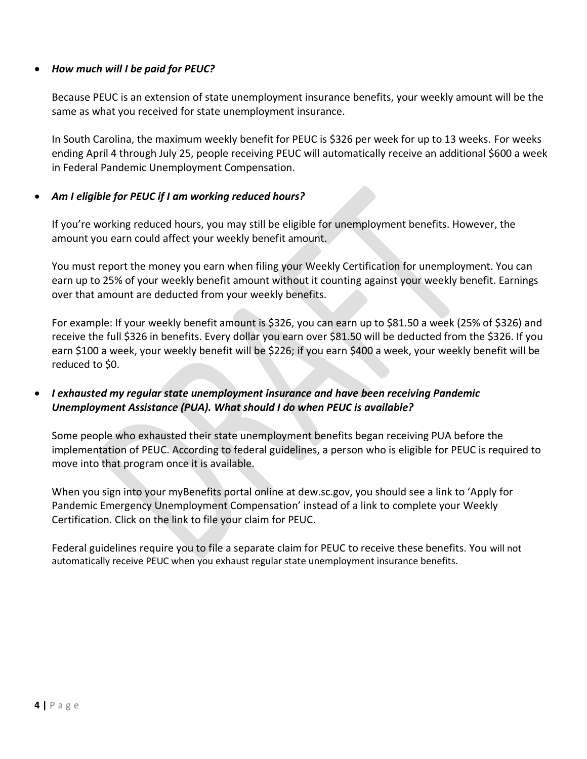- ***How much will I be paid for PEUC?***

  Because PEUC is an extension of state unemployment insurance benefits, your weekly amount will be the same as what you received for state unemployment insurance.

  In South Carolina, the maximum weekly benefit for PEUC is $326 per week for up to 13 weeks. For weeks ending April 4 through July 25, people receiving PEUC will automatically receive an additional $600 a week in Federal Pandemic Unemployment Compensation.

- ***Am I eligible for PEUC if I am working reduced hours?***

  If you're working reduced hours, you may still be eligible for unemployment benefits. However, the amount you earn could affect your weekly benefit amount.

  You must report the money you earn when filing your Weekly Certification for unemployment. You can earn up to 25% of your weekly benefit amount without it counting against your weekly benefit. Earnings over that amount are deducted from your weekly benefits.

  For example: If your weekly benefit amount is $326, you can earn up to $81.50 a week (25% of $326) and receive the full $326 in benefits. Every dollar you earn over $81.50 will be deducted from the $326. If you earn $100 a week, your weekly benefit will be $226; if you earn $400 a week, your weekly benefit will be reduced to $0.

- ***I exhausted my regular state unemployment insurance and have been receiving Pandemic Unemployment Assistance (PUA). What should I do when PEUC is available?***

  Some people who exhausted their state unemployment benefits began receiving PUA before the implementation of PEUC. According to federal guidelines, a person who is eligible for PEUC is required to move into that program once it is available.

  When you sign into your myBenefits portal online at dew.sc.gov, you should see a link to 'Apply for Pandemic Emergency Unemployment Compensation' instead of a link to complete your Weekly Certification. Click on the link to file your claim for PEUC.

  Federal guidelines require you to file a separate claim for PEUC to receive these benefits. You will not automatically receive PEUC when you exhaust regular state unemployment insurance benefits.